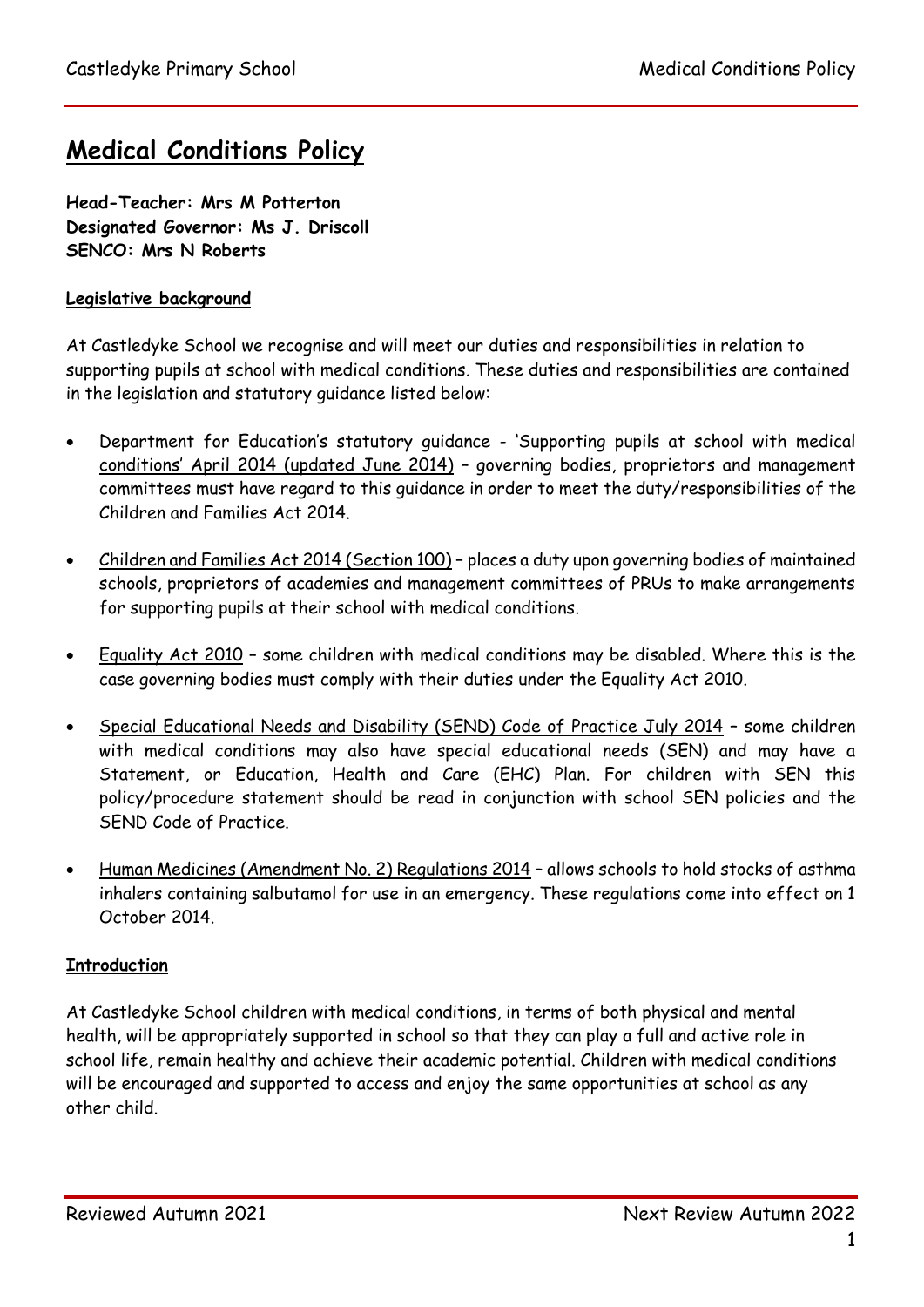# Medical Conditions Policy

**Head-Teacher: Mrs M Potterton**
**Designated Governor: Ms J. Driscoll**
**SENCO: Mrs N Roberts**

## Legislative background

At Castledyke School we recognise and will meet our duties and responsibilities in relation to supporting pupils at school with medical conditions. These duties and responsibilities are contained in the legislation and statutory guidance listed below:

- Department for Education's statutory guidance - 'Supporting pupils at school with medical conditions' April 2014 (updated June 2014) – governing bodies, proprietors and management committees must have regard to this guidance in order to meet the duty/responsibilities of the Children and Families Act 2014.
- Children and Families Act 2014 (Section 100) – places a duty upon governing bodies of maintained schools, proprietors of academies and management committees of PRUs to make arrangements for supporting pupils at their school with medical conditions.
- Equality Act 2010 – some children with medical conditions may be disabled. Where this is the case governing bodies must comply with their duties under the Equality Act 2010.
- Special Educational Needs and Disability (SEND) Code of Practice July 2014 – some children with medical conditions may also have special educational needs (SEN) and may have a Statement, or Education, Health and Care (EHC) Plan. For children with SEN this policy/procedure statement should be read in conjunction with school SEN policies and the SEND Code of Practice.
- Human Medicines (Amendment No. 2) Regulations 2014 – allows schools to hold stocks of asthma inhalers containing salbutamol for use in an emergency. These regulations come into effect on 1 October 2014.

## Introduction

At Castledyke School children with medical conditions, in terms of both physical and mental health, will be appropriately supported in school so that they can play a full and active role in school life, remain healthy and achieve their academic potential. Children with medical conditions will be encouraged and supported to access and enjoy the same opportunities at school as any other child.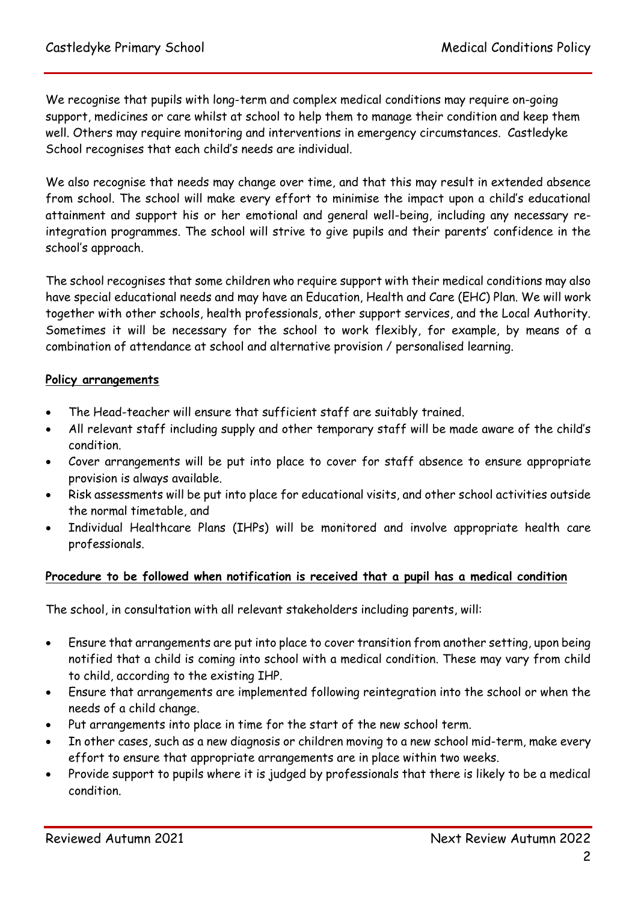We recognise that pupils with long-term and complex medical conditions may require on-going support, medicines or care whilst at school to help them to manage their condition and keep them well. Others may require monitoring and interventions in emergency circumstances. Castledyke School recognises that each child's needs are individual.

We also recognise that needs may change over time, and that this may result in extended absence from school. The school will make every effort to minimise the impact upon a child's educational attainment and support his or her emotional and general well-being, including any necessary re-integration programmes. The school will strive to give pupils and their parents' confidence in the school's approach.

The school recognises that some children who require support with their medical conditions may also have special educational needs and may have an Education, Health and Care (EHC) Plan. We will work together with other schools, health professionals, other support services, and the Local Authority. Sometimes it will be necessary for the school to work flexibly, for example, by means of a combination of attendance at school and alternative provision / personalised learning.

**Policy arrangements**

- The Head-teacher will ensure that sufficient staff are suitably trained.
- All relevant staff including supply and other temporary staff will be made aware of the child's condition.
- Cover arrangements will be put into place to cover for staff absence to ensure appropriate provision is always available.
- Risk assessments will be put into place for educational visits, and other school activities outside the normal timetable, and
- Individual Healthcare Plans (IHPs) will be monitored and involve appropriate health care professionals.

**Procedure to be followed when notification is received that a pupil has a medical condition**

The school, in consultation with all relevant stakeholders including parents, will:

- Ensure that arrangements are put into place to cover transition from another setting, upon being notified that a child is coming into school with a medical condition. These may vary from child to child, according to the existing IHP.
- Ensure that arrangements are implemented following reintegration into the school or when the needs of a child change.
- Put arrangements into place in time for the start of the new school term.
- In other cases, such as a new diagnosis or children moving to a new school mid-term, make every effort to ensure that appropriate arrangements are in place within two weeks.
- Provide support to pupils where it is judged by professionals that there is likely to be a medical condition.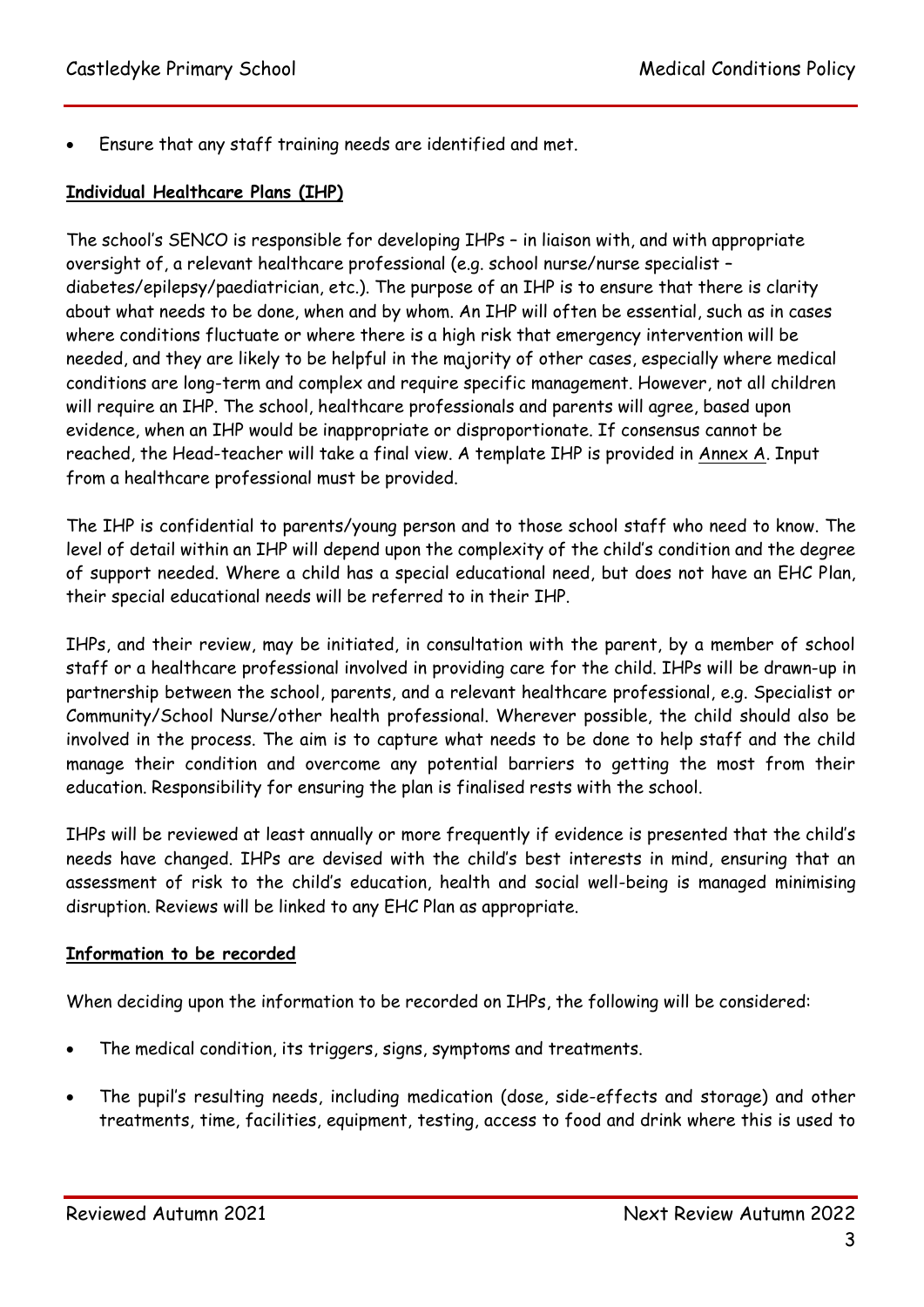- Ensure that any staff training needs are identified and met.

**Individual Healthcare Plans (IHP)**

The school's SENCO is responsible for developing IHPs – in liaison with, and with appropriate oversight of, a relevant healthcare professional (e.g. school nurse/nurse specialist – diabetes/epilepsy/paediatrician, etc.). The purpose of an IHP is to ensure that there is clarity about what needs to be done, when and by whom. An IHP will often be essential, such as in cases where conditions fluctuate or where there is a high risk that emergency intervention will be needed, and they are likely to be helpful in the majority of other cases, especially where medical conditions are long-term and complex and require specific management. However, not all children will require an IHP. The school, healthcare professionals and parents will agree, based upon evidence, when an IHP would be inappropriate or disproportionate. If consensus cannot be reached, the Head-teacher will take a final view. A template IHP is provided in Annex A. Input from a healthcare professional must be provided.

The IHP is confidential to parents/young person and to those school staff who need to know. The level of detail within an IHP will depend upon the complexity of the child's condition and the degree of support needed. Where a child has a special educational need, but does not have an EHC Plan, their special educational needs will be referred to in their IHP.

IHPs, and their review, may be initiated, in consultation with the parent, by a member of school staff or a healthcare professional involved in providing care for the child. IHPs will be drawn-up in partnership between the school, parents, and a relevant healthcare professional, e.g. Specialist or Community/School Nurse/other health professional. Wherever possible, the child should also be involved in the process. The aim is to capture what needs to be done to help staff and the child manage their condition and overcome any potential barriers to getting the most from their education. Responsibility for ensuring the plan is finalised rests with the school.

IHPs will be reviewed at least annually or more frequently if evidence is presented that the child's needs have changed. IHPs are devised with the child's best interests in mind, ensuring that an assessment of risk to the child's education, health and social well-being is managed minimising disruption. Reviews will be linked to any EHC Plan as appropriate.

**Information to be recorded**

When deciding upon the information to be recorded on IHPs, the following will be considered:

- The medical condition, its triggers, signs, symptoms and treatments.
- The pupil's resulting needs, including medication (dose, side-effects and storage) and other treatments, time, facilities, equipment, testing, access to food and drink where this is used to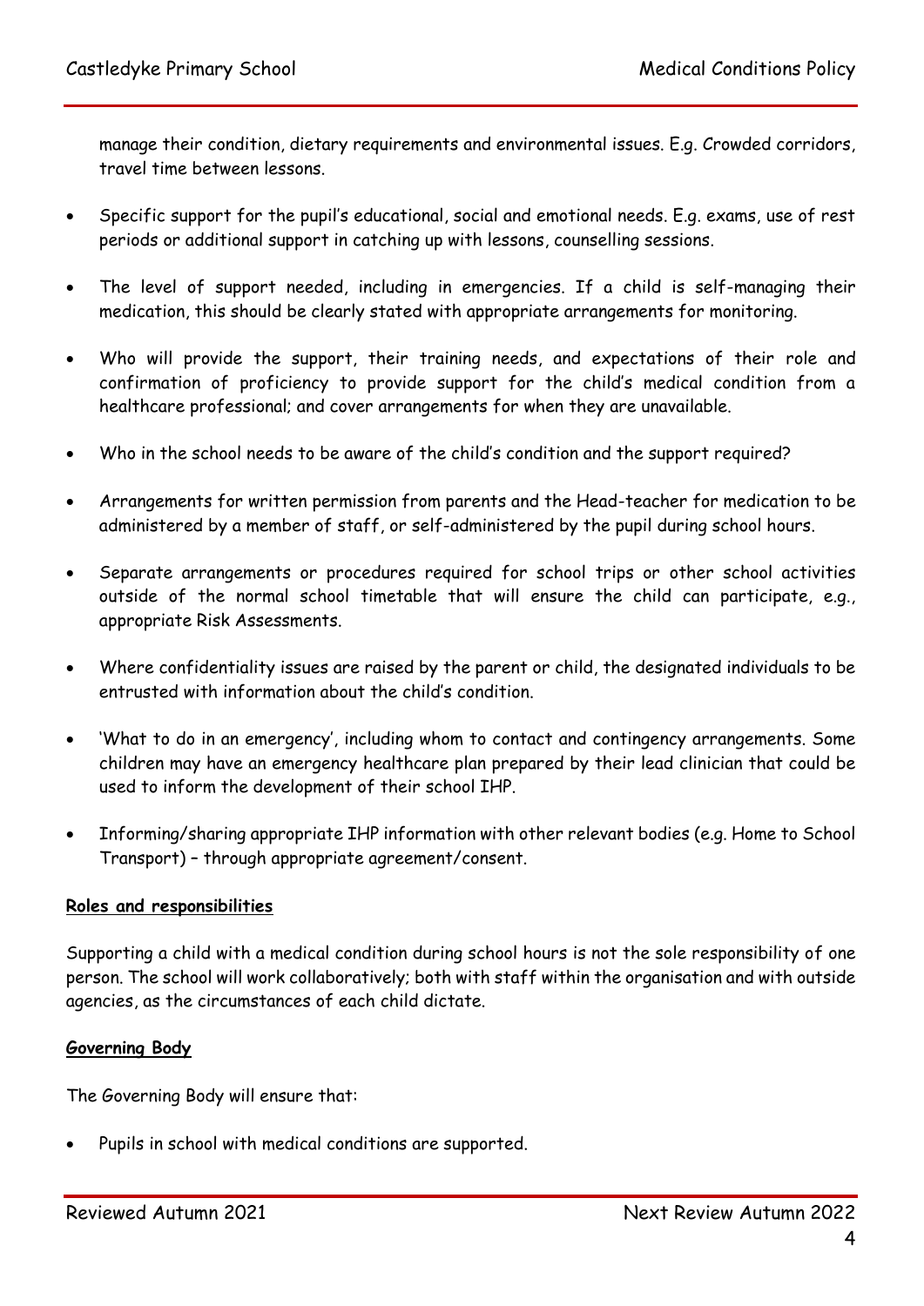manage their condition, dietary requirements and environmental issues. E.g. Crowded corridors, travel time between lessons.

- Specific support for the pupil's educational, social and emotional needs. E.g. exams, use of rest periods or additional support in catching up with lessons, counselling sessions.
- The level of support needed, including in emergencies. If a child is self-managing their medication, this should be clearly stated with appropriate arrangements for monitoring.
- Who will provide the support, their training needs, and expectations of their role and confirmation of proficiency to provide support for the child's medical condition from a healthcare professional; and cover arrangements for when they are unavailable.
- Who in the school needs to be aware of the child's condition and the support required?
- Arrangements for written permission from parents and the Head-teacher for medication to be administered by a member of staff, or self-administered by the pupil during school hours.
- Separate arrangements or procedures required for school trips or other school activities outside of the normal school timetable that will ensure the child can participate, e.g., appropriate Risk Assessments.
- Where confidentiality issues are raised by the parent or child, the designated individuals to be entrusted with information about the child's condition.
- 'What to do in an emergency', including whom to contact and contingency arrangements. Some children may have an emergency healthcare plan prepared by their lead clinician that could be used to inform the development of their school IHP.
- Informing/sharing appropriate IHP information with other relevant bodies (e.g. Home to School Transport) – through appropriate agreement/consent.

**Roles and responsibilities**

Supporting a child with a medical condition during school hours is not the sole responsibility of one person. The school will work collaboratively; both with staff within the organisation and with outside agencies, as the circumstances of each child dictate.

**Governing Body**

The Governing Body will ensure that:

- Pupils in school with medical conditions are supported.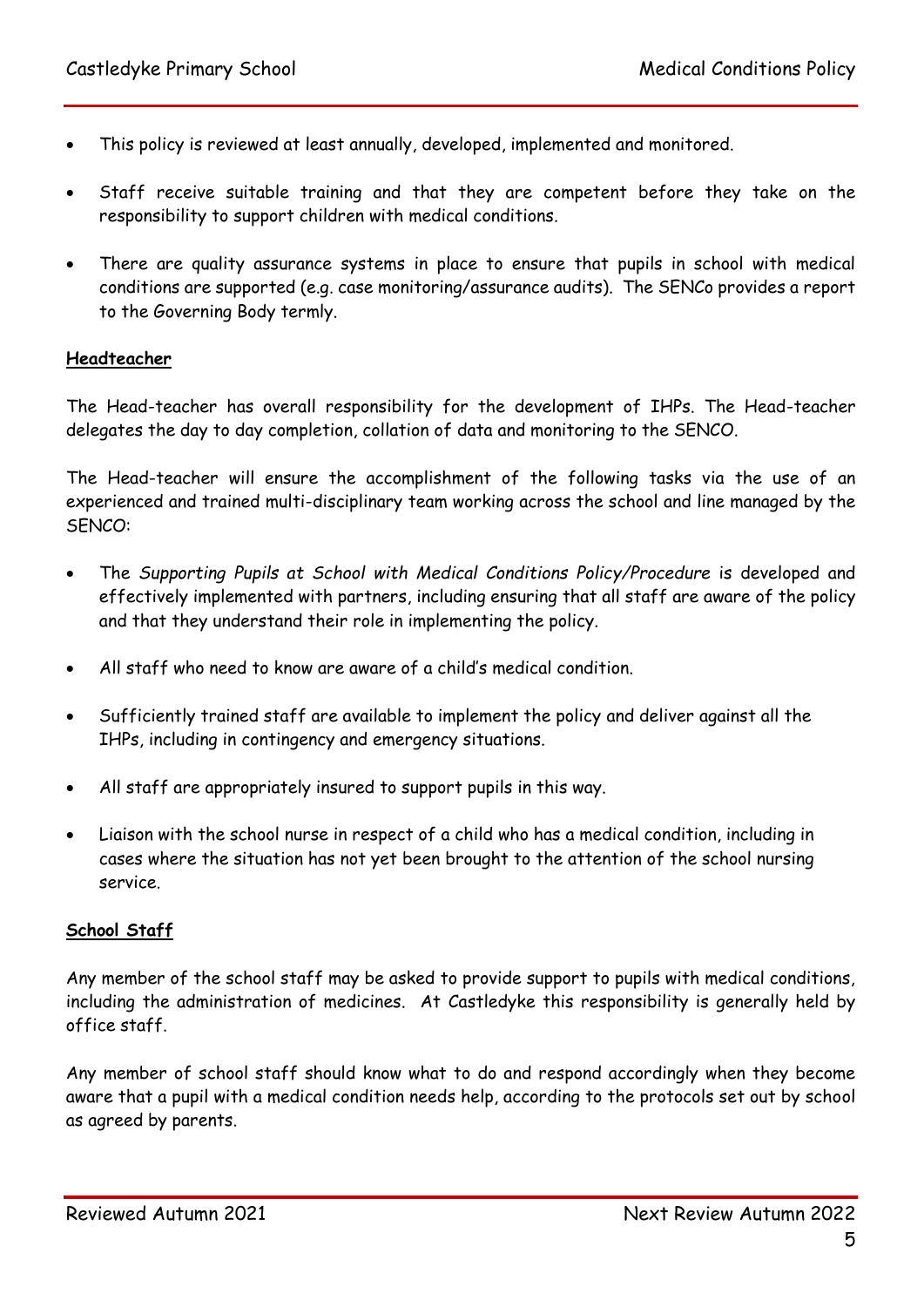- This policy is reviewed at least annually, developed, implemented and monitored.
- Staff receive suitable training and that they are competent before they take on the responsibility to support children with medical conditions.
- There are quality assurance systems in place to ensure that pupils in school with medical conditions are supported (e.g. case monitoring/assurance audits). The SENCo provides a report to the Governing Body termly.

**Headteacher**

The Head-teacher has overall responsibility for the development of IHPs. The Head-teacher delegates the day to day completion, collation of data and monitoring to the SENCO.

The Head-teacher will ensure the accomplishment of the following tasks via the use of an experienced and trained multi-disciplinary team working across the school and line managed by the SENCO:

- The *Supporting Pupils at School with Medical Conditions Policy/Procedure* is developed and effectively implemented with partners, including ensuring that all staff are aware of the policy and that they understand their role in implementing the policy.
- All staff who need to know are aware of a child's medical condition.
- Sufficiently trained staff are available to implement the policy and deliver against all the IHPs, including in contingency and emergency situations.
- All staff are appropriately insured to support pupils in this way.
- Liaison with the school nurse in respect of a child who has a medical condition, including in cases where the situation has not yet been brought to the attention of the school nursing service.

**School Staff**

Any member of the school staff may be asked to provide support to pupils with medical conditions, including the administration of medicines. At Castledyke this responsibility is generally held by office staff.

Any member of school staff should know what to do and respond accordingly when they become aware that a pupil with a medical condition needs help, according to the protocols set out by school as agreed by parents.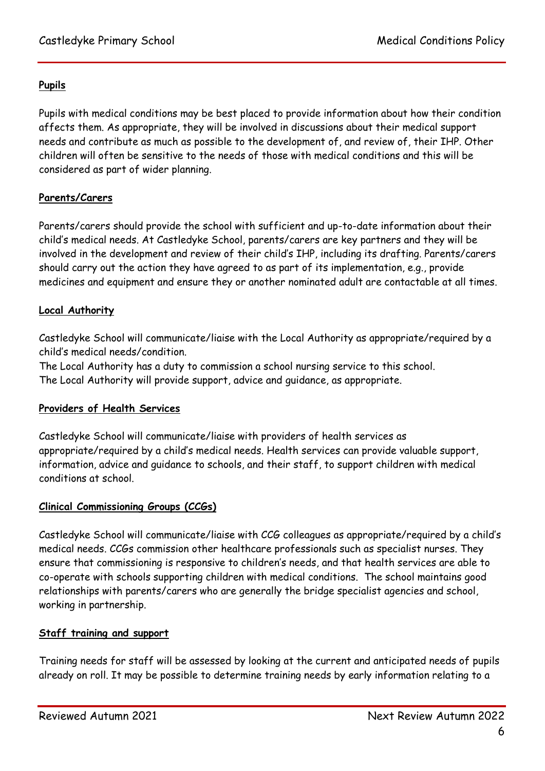**Pupils**

Pupils with medical conditions may be best placed to provide information about how their condition affects them. As appropriate, they will be involved in discussions about their medical support needs and contribute as much as possible to the development of, and review of, their IHP. Other children will often be sensitive to the needs of those with medical conditions and this will be considered as part of wider planning.

**Parents/Carers**

Parents/carers should provide the school with sufficient and up-to-date information about their child's medical needs. At Castledyke School, parents/carers are key partners and they will be involved in the development and review of their child's IHP, including its drafting. Parents/carers should carry out the action they have agreed to as part of its implementation, e.g., provide medicines and equipment and ensure they or another nominated adult are contactable at all times.

**Local Authority**

Castledyke School will communicate/liaise with the Local Authority as appropriate/required by a child's medical needs/condition.
The Local Authority has a duty to commission a school nursing service to this school.
The Local Authority will provide support, advice and guidance, as appropriate.

**Providers of Health Services**

Castledyke School will communicate/liaise with providers of health services as appropriate/required by a child's medical needs. Health services can provide valuable support, information, advice and guidance to schools, and their staff, to support children with medical conditions at school.

**Clinical Commissioning Groups (CCGs)**

Castledyke School will communicate/liaise with CCG colleagues as appropriate/required by a child's medical needs. CCGs commission other healthcare professionals such as specialist nurses. They ensure that commissioning is responsive to children's needs, and that health services are able to co-operate with schools supporting children with medical conditions. The school maintains good relationships with parents/carers who are generally the bridge specialist agencies and school, working in partnership.

**Staff training and support**

Training needs for staff will be assessed by looking at the current and anticipated needs of pupils already on roll. It may be possible to determine training needs by early information relating to a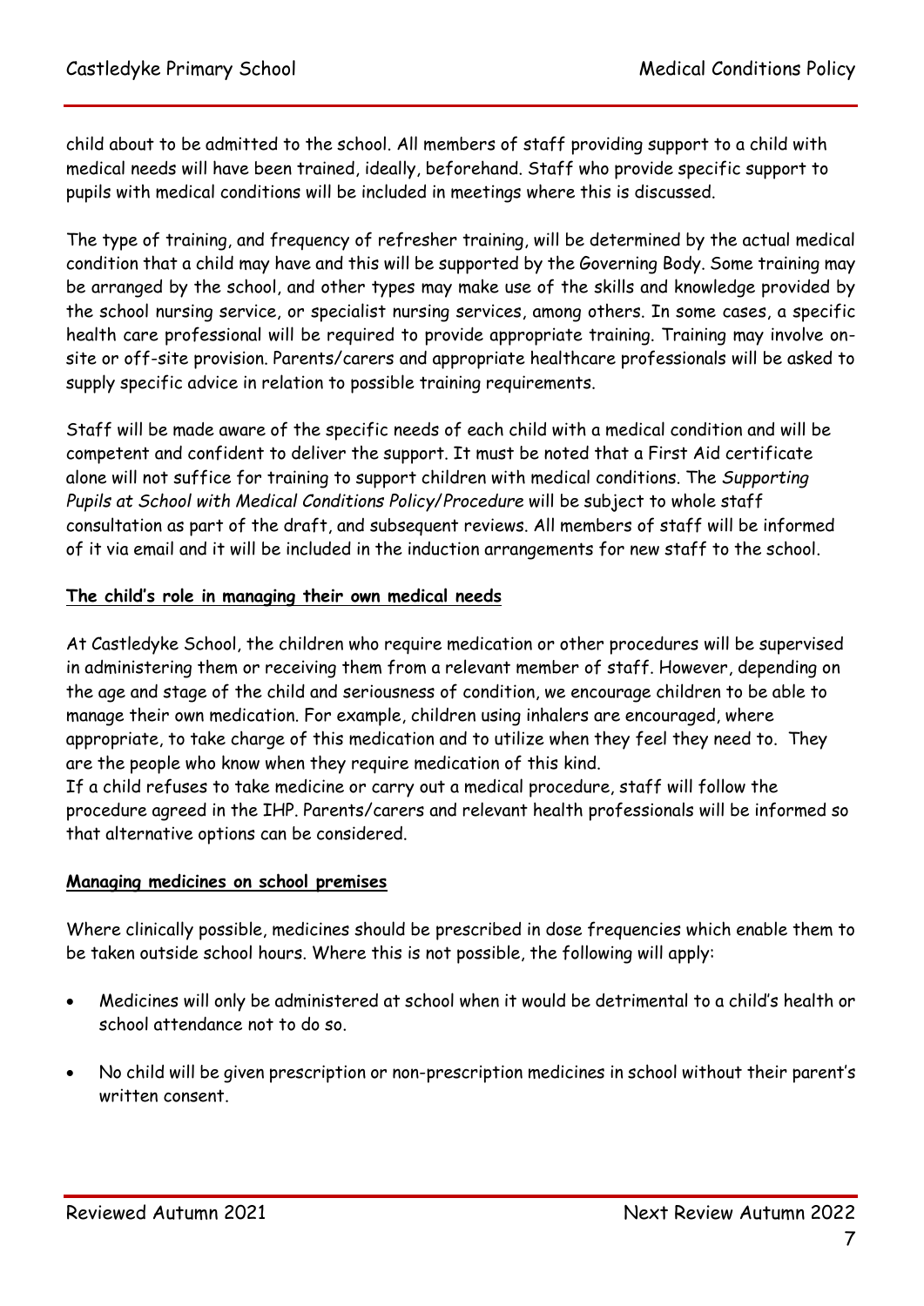child about to be admitted to the school. All members of staff providing support to a child with medical needs will have been trained, ideally, beforehand. Staff who provide specific support to pupils with medical conditions will be included in meetings where this is discussed.

The type of training, and frequency of refresher training, will be determined by the actual medical condition that a child may have and this will be supported by the Governing Body. Some training may be arranged by the school, and other types may make use of the skills and knowledge provided by the school nursing service, or specialist nursing services, among others. In some cases, a specific health care professional will be required to provide appropriate training. Training may involve on-site or off-site provision. Parents/carers and appropriate healthcare professionals will be asked to supply specific advice in relation to possible training requirements.

Staff will be made aware of the specific needs of each child with a medical condition and will be competent and confident to deliver the support. It must be noted that a First Aid certificate alone will not suffice for training to support children with medical conditions. The *Supporting Pupils at School with Medical Conditions Policy/Procedure* will be subject to whole staff consultation as part of the draft, and subsequent reviews. All members of staff will be informed of it via email and it will be included in the induction arrangements for new staff to the school.

**The child's role in managing their own medical needs**

At Castledyke School, the children who require medication or other procedures will be supervised in administering them or receiving them from a relevant member of staff. However, depending on the age and stage of the child and seriousness of condition, we encourage children to be able to manage their own medication. For example, children using inhalers are encouraged, where appropriate, to take charge of this medication and to utilize when they feel they need to. They are the people who know when they require medication of this kind.
If a child refuses to take medicine or carry out a medical procedure, staff will follow the procedure agreed in the IHP. Parents/carers and relevant health professionals will be informed so that alternative options can be considered.

**Managing medicines on school premises**

Where clinically possible, medicines should be prescribed in dose frequencies which enable them to be taken outside school hours. Where this is not possible, the following will apply:

- Medicines will only be administered at school when it would be detrimental to a child's health or school attendance not to do so.
- No child will be given prescription or non-prescription medicines in school without their parent's written consent.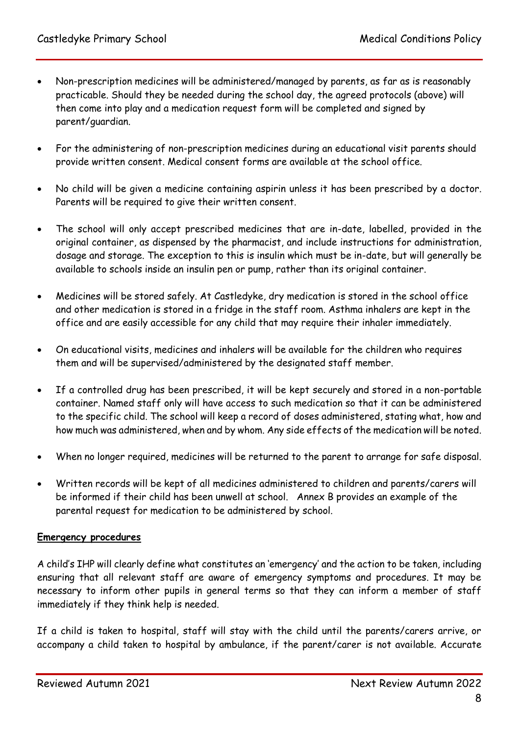- Non-prescription medicines will be administered/managed by parents, as far as is reasonably practicable. Should they be needed during the school day, the agreed protocols (above) will then come into play and a medication request form will be completed and signed by parent/guardian.

- For the administering of non-prescription medicines during an educational visit parents should provide written consent. Medical consent forms are available at the school office.

- No child will be given a medicine containing aspirin unless it has been prescribed by a doctor. Parents will be required to give their written consent.

- The school will only accept prescribed medicines that are in-date, labelled, provided in the original container, as dispensed by the pharmacist, and include instructions for administration, dosage and storage. The exception to this is insulin which must be in-date, but will generally be available to schools inside an insulin pen or pump, rather than its original container.

- Medicines will be stored safely. At Castledyke, dry medication is stored in the school office and other medication is stored in a fridge in the staff room. Asthma inhalers are kept in the office and are easily accessible for any child that may require their inhaler immediately.

- On educational visits, medicines and inhalers will be available for the children who requires them and will be supervised/administered by the designated staff member.

- If a controlled drug has been prescribed, it will be kept securely and stored in a non-portable container. Named staff only will have access to such medication so that it can be administered to the specific child. The school will keep a record of doses administered, stating what, how and how much was administered, when and by whom. Any side effects of the medication will be noted.

- When no longer required, medicines will be returned to the parent to arrange for safe disposal.

- Written records will be kept of all medicines administered to children and parents/carers will be informed if their child has been unwell at school. Annex B provides an example of the parental request for medication to be administered by school.

**Emergency procedures**

A child's IHP will clearly define what constitutes an 'emergency' and the action to be taken, including ensuring that all relevant staff are aware of emergency symptoms and procedures. It may be necessary to inform other pupils in general terms so that they can inform a member of staff immediately if they think help is needed.

If a child is taken to hospital, staff will stay with the child until the parents/carers arrive, or accompany a child taken to hospital by ambulance, if the parent/carer is not available. Accurate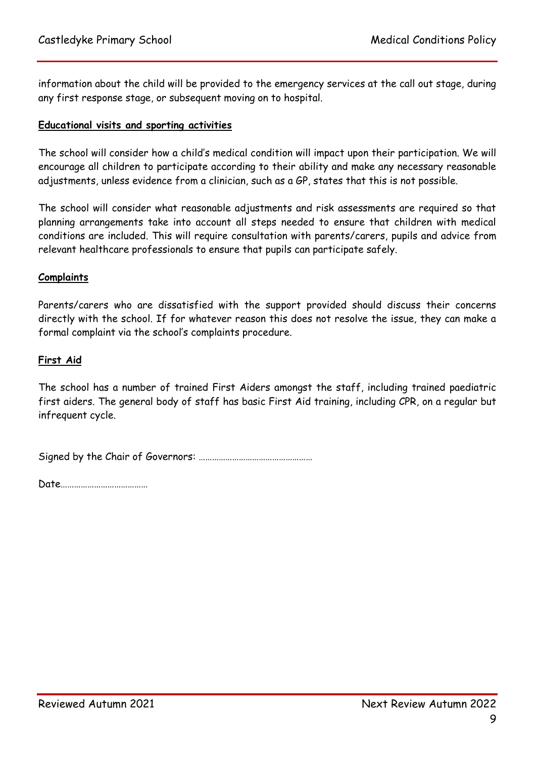information about the child will be provided to the emergency services at the call out stage, during any first response stage, or subsequent moving on to hospital.

**Educational visits and sporting activities**

The school will consider how a child's medical condition will impact upon their participation. We will encourage all children to participate according to their ability and make any necessary reasonable adjustments, unless evidence from a clinician, such as a GP, states that this is not possible.

The school will consider what reasonable adjustments and risk assessments are required so that planning arrangements take into account all steps needed to ensure that children with medical conditions are included. This will require consultation with parents/carers, pupils and advice from relevant healthcare professionals to ensure that pupils can participate safely.

**Complaints**

Parents/carers who are dissatisfied with the support provided should discuss their concerns directly with the school. If for whatever reason this does not resolve the issue, they can make a formal complaint via the school's complaints procedure.

**First Aid**

The school has a number of trained First Aiders amongst the staff, including trained paediatric first aiders. The general body of staff has basic First Aid training, including CPR, on a regular but infrequent cycle.

Signed by the Chair of Governors: ……………………………………………

Date…………………………………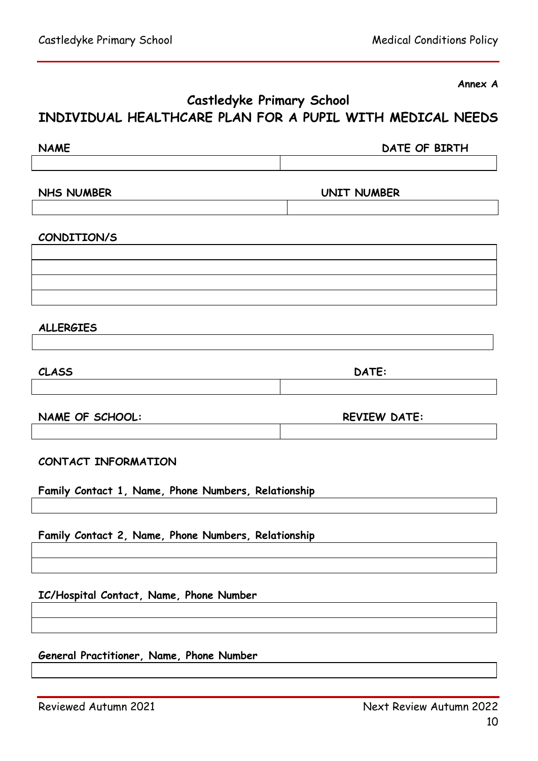**Annex A**

# Castledyke Primary School

## INDIVIDUAL HEALTHCARE PLAN FOR A PUPIL WITH MEDICAL NEEDS

| NAME | DATE OF BIRTH |
| --- | --- |
| | |

| NHS NUMBER | UNIT NUMBER |
| --- | --- |
| | |

**CONDITION/S**

| |
| --- |
| |
| |
| |
| |

**ALLERGIES**

| |
| --- |
| |

| CLASS | DATE: |
| --- | --- |
| | |

| NAME OF SCHOOL: | REVIEW DATE: |
| --- | --- |
| | |

**CONTACT INFORMATION**

**Family Contact 1, Name, Phone Numbers, Relationship**

| |
| --- |
| |

**Family Contact 2, Name, Phone Numbers, Relationship**

| |
| --- |
| |
| |

**IC/Hospital Contact, Name, Phone Number**

| |
| --- |
| |
| |

**General Practitioner, Name, Phone Number**

| |
| --- |
| |

Reviewed Autumn 2021 Next Review Autumn 2022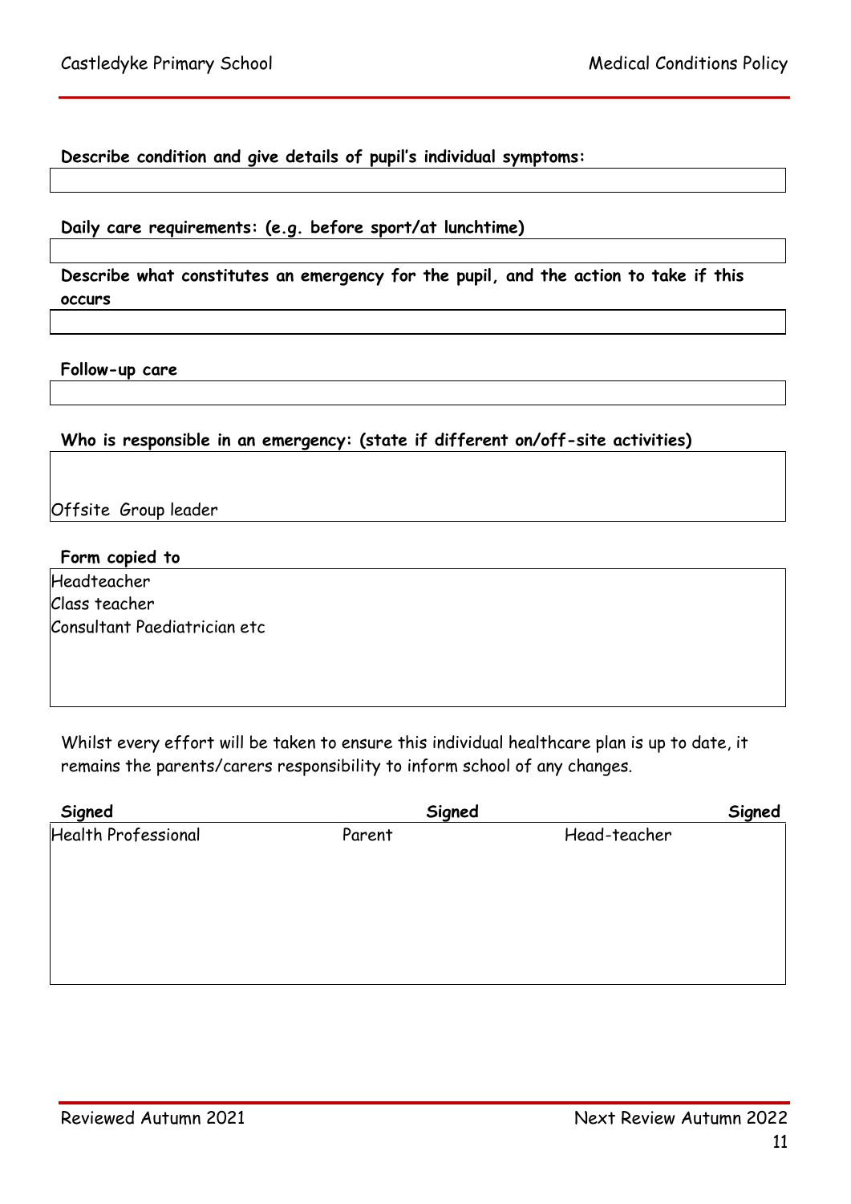**Describe condition and give details of pupil's individual symptoms:**

|  |
|---|
|  |

**Daily care requirements: (e.g. before sport/at lunchtime)**

|  |
|---|
|  |

**Describe what constitutes an emergency for the pupil, and the action to take if this occurs**

|  |
|---|
|  |

**Follow-up care**

|  |
|---|
|  |

**Who is responsible in an emergency: (state if different on/off-site activities)**

|  |
|---|
| Offsite Group leader |

**Form copied to**

|  |
|---|
| Headteacher<br>Class teacher<br>Consultant Paediatrician etc |

Whilst every effort will be taken to ensure this individual healthcare plan is up to date, it remains the parents/carers responsibility to inform school of any changes.

| **Signed** | **Signed** | **Signed** |
|---|---|---|
| Health Professional | Parent | Head-teacher |
|  |  |  |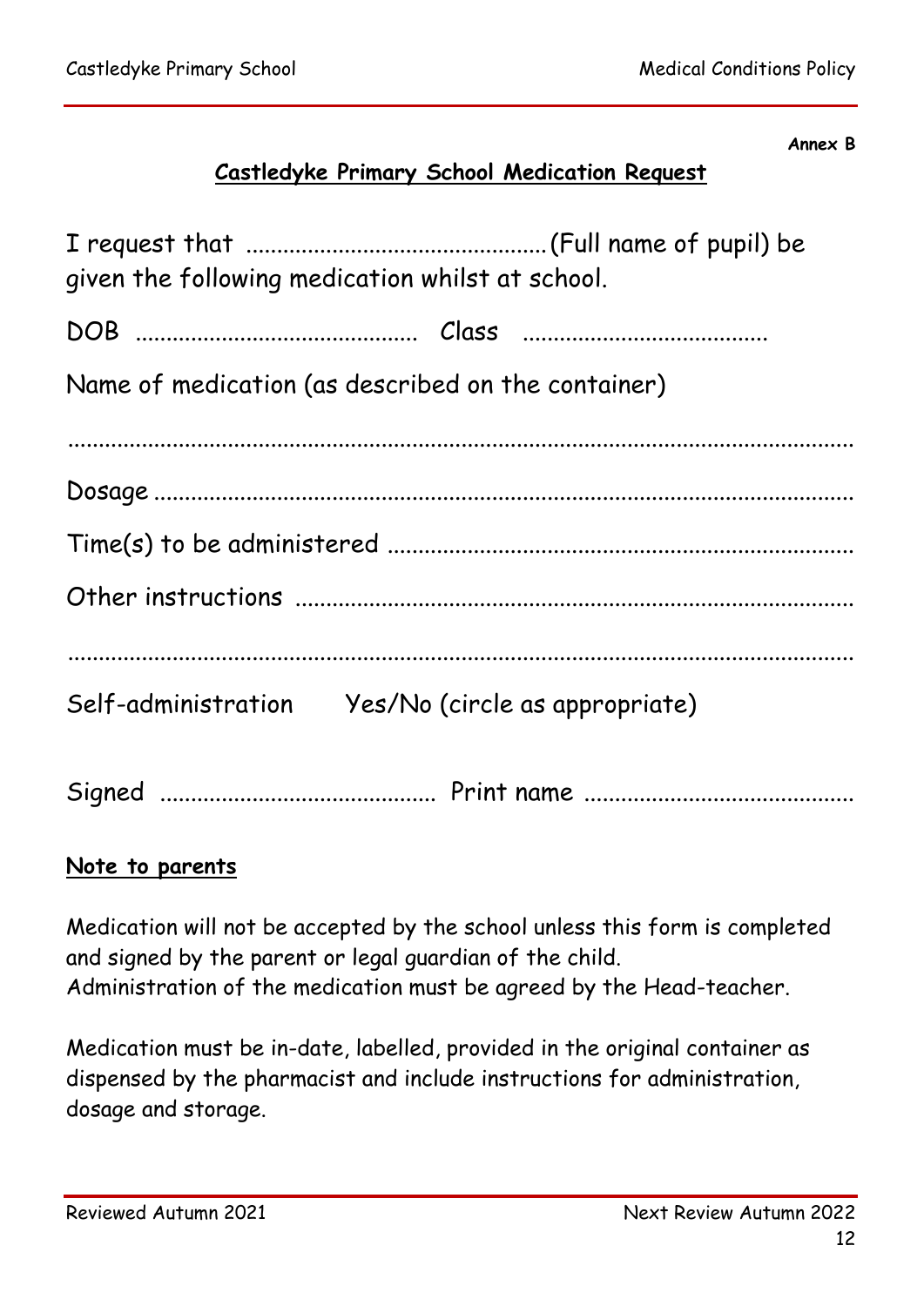**Annex B**

## Castledyke Primary School Medication Request

I request that ............................................... (Full name of pupil) be given the following medication whilst at school.

DOB ........................................... Class ......................................

Name of medication (as described on the container)

.......................................................................................................................

Dosage .........................................................................................................

Time(s) to be administered .........................................................................

Other instructions ........................................................................................

.......................................................................................................................

Self-administration Yes/No (circle as appropriate)

Signed ........................................... Print name ..........................................

**Note to parents**

Medication will not be accepted by the school unless this form is completed and signed by the parent or legal guardian of the child.
Administration of the medication must be agreed by the Head-teacher.

Medication must be in-date, labelled, provided in the original container as dispensed by the pharmacist and include instructions for administration, dosage and storage.

Reviewed Autumn 2021 Next Review Autumn 2022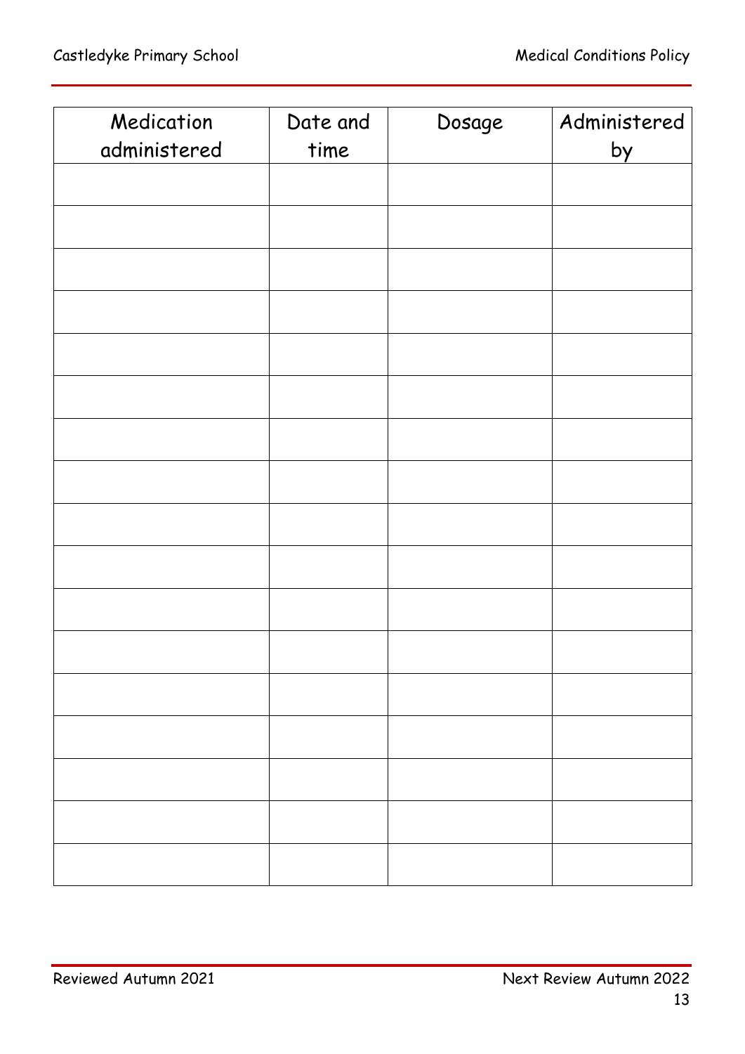| Medication administered | Date and time | Dosage | Administered by |
|---|---|---|---|
| | | | |
| | | | |
| | | | |
| | | | |
| | | | |
| | | | |
| | | | |
| | | | |
| | | | |
| | | | |
| | | | |
| | | | |
| | | | |
| | | | |
| | | | |
| | | | |
| | | | |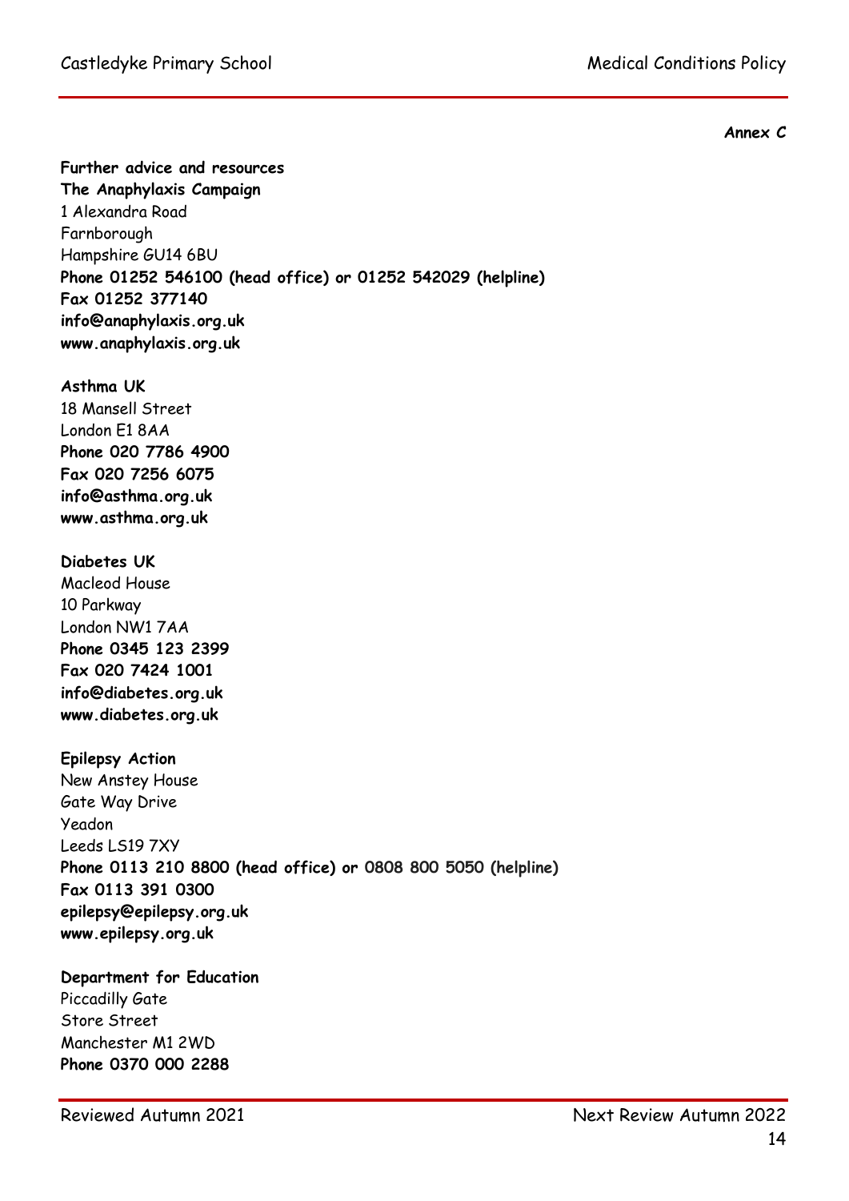**Annex C**

**Further advice and resources**

**The Anaphylaxis Campaign**
1 Alexandra Road
Farnborough
Hampshire GU14 6BU
**Phone 01252 546100 (head office) or 01252 542029 (helpline)**
**Fax 01252 377140**
**info@anaphylaxis.org.uk**
**www.anaphylaxis.org.uk**

**Asthma UK**
18 Mansell Street
London E1 8AA
**Phone 020 7786 4900**
**Fax 020 7256 6075**
**info@asthma.org.uk**
**www.asthma.org.uk**

**Diabetes UK**
Macleod House
10 Parkway
London NW1 7AA
**Phone 0345 123 2399**
**Fax 020 7424 1001**
**info@diabetes.org.uk**
**www.diabetes.org.uk**

**Epilepsy Action**
New Anstey House
Gate Way Drive
Yeadon
Leeds LS19 7XY
**Phone 0113 210 8800 (head office) or 0808 800 5050 (helpline)**
**Fax 0113 391 0300**
**epilepsy@epilepsy.org.uk**
**www.epilepsy.org.uk**

**Department for Education**
Piccadilly Gate
Store Street
Manchester M1 2WD
**Phone 0370 000 2288**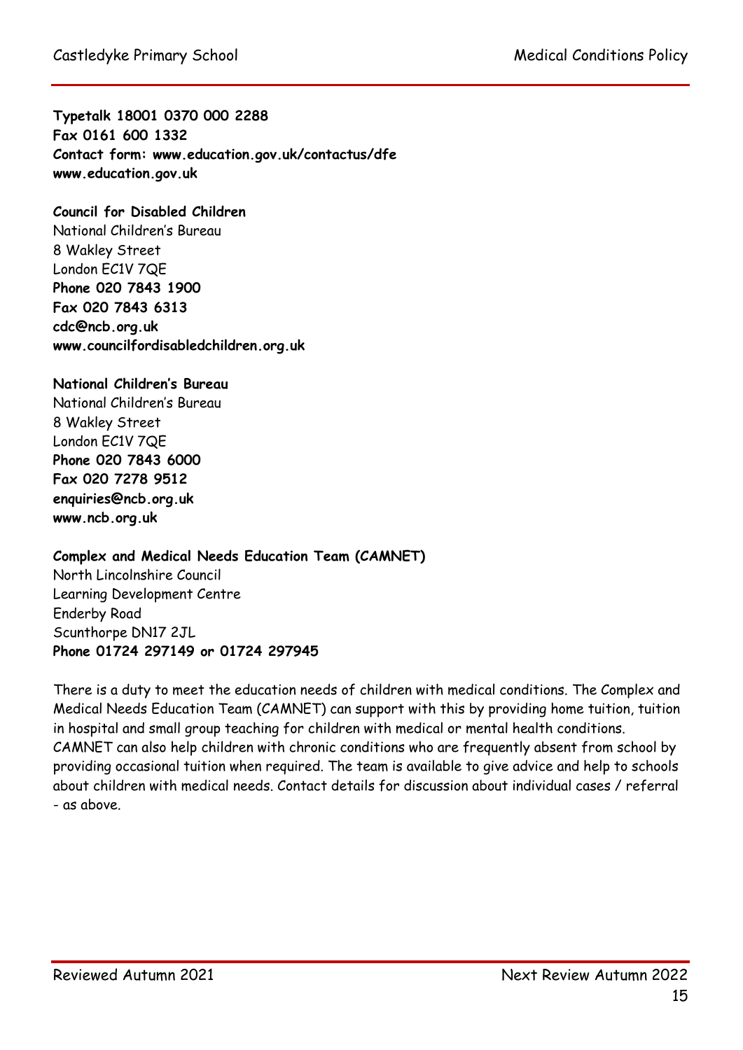**Typetalk 18001 0370 000 2288**
**Fax 0161 600 1332**
**Contact form: www.education.gov.uk/contactus/dfe**
**www.education.gov.uk**

**Council for Disabled Children**
National Children's Bureau
8 Wakley Street
London EC1V 7QE
**Phone 020 7843 1900**
**Fax 020 7843 6313**
**cdc@ncb.org.uk**
**www.councilfordisabledchildren.org.uk**

**National Children's Bureau**
National Children's Bureau
8 Wakley Street
London EC1V 7QE
**Phone 020 7843 6000**
**Fax 020 7278 9512**
**enquiries@ncb.org.uk**
**www.ncb.org.uk**

**Complex and Medical Needs Education Team (CAMNET)**
North Lincolnshire Council
Learning Development Centre
Enderby Road
Scunthorpe DN17 2JL
**Phone 01724 297149 or 01724 297945**

There is a duty to meet the education needs of children with medical conditions. The Complex and Medical Needs Education Team (CAMNET) can support with this by providing home tuition, tuition in hospital and small group teaching for children with medical or mental health conditions. CAMNET can also help children with chronic conditions who are frequently absent from school by providing occasional tuition when required. The team is available to give advice and help to schools about children with medical needs. Contact details for discussion about individual cases / referral - as above.